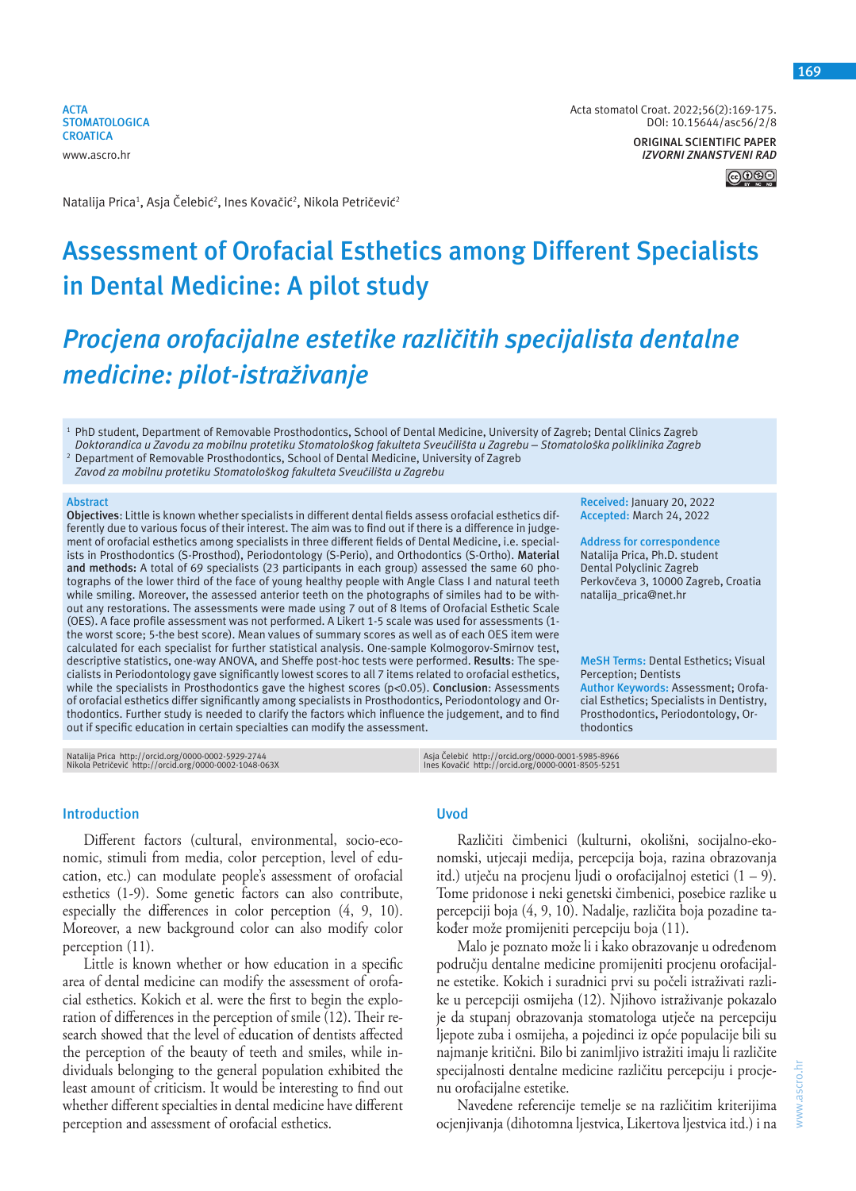ACTA STOMATOLOGICA CROATICA
www.ascro.hr

Acta stomatol Croat. 2022;56(2):169-175.
DOI: 10.15644/asc56/2/8

**ORIGINAL SCIENTIFIC PAPER**
*IZVORNI ZNANSTVENI RAD*

Natalija Prica[1], Asja Čelebić[2], Ines Kovačić[2], Nikola Petričević[2]

# Assessment of Orofacial Esthetics among Different Specialists in Dental Medicine: A pilot study

# *Procjena orofacijalne estetike različitih specijalista dentalne medicine: pilot-istraživanje*

[1] PhD student, Department of Removable Prosthodontics, School of Dental Medicine, University of Zagreb; Dental Clinics Zagreb
*Doktorandica u Zavodu za mobilnu protetiku Stomatološkog fakulteta Sveučilišta u Zagrebu – Stomatološka poliklinika Zagreb*

[2] Department of Removable Prosthodontics, School of Dental Medicine, University of Zagreb
*Zavod za mobilnu protetiku Stomatološkog fakulteta Sveučilišta u Zagrebu*

**Abstract**

**Objectives:** Little is known whether specialists in different dental fields assess orofacial esthetics differently due to various focus of their interest. The aim was to find out if there is a difference in judgement of orofacial esthetics among specialists in three different fields of Dental Medicine, i.e. specialists in Prosthodontics (S-Prosthod), Periodontology (S-Perio), and Orthodontics (S-Ortho). **Material and methods:** A total of 69 specialists (23 participants in each group) assessed the same 60 photographs of the lower third of the face of young healthy people with Angle Class I and natural teeth while smiling. Moreover, the assessed anterior teeth on the photographs of smiles had to be without any restorations. The assessments were made using 7 out of 8 Items of Orofacial Esthetic Scale (OES). A face profile assessment was not performed. A Likert 1-5 scale was used for assessments (1-the worst score; 5-the best score). Mean values of summary scores as well as of each OES item were calculated for each specialist for further statistical analysis. One-sample Kolmogorov-Smirnov test, descriptive statistics, one-way ANOVA, and Sheffe post-hoc tests were performed. **Results:** The specialists in Periodontology gave significantly lowest scores to all 7 items related to orofacial esthetics, while the specialists in Prosthodontics gave the highest scores ($p<0.05$). **Conclusion:** Assessments of orofacial esthetics differ significantly among specialists in Prosthodontics, Periodontology and Orthodontics. Further study is needed to clarify the factors which influence the judgement, and to find out if specific education in certain specialties can modify the assessment.

**Received:** January 20, 2022
**Accepted:** March 24, 2022

**Address for correspondence**
Natalija Prica, Ph.D. student
Dental Polyclinic Zagreb
Perkovčeva 3, 10000 Zagreb, Croatia
natalija_prica@net.hr

**MeSH Terms:** Dental Esthetics; Visual Perception; Dentists
**Author Keywords:** Assessment; Orofacial Esthetics; Specialists in Dentistry, Prosthodontics, Periodontology, Orthodontics

Natalija Prica http://orcid.org/0000-0002-5929-2744
Nikola Petričević http://orcid.org/0000-0002-1048-063X
Asja Čelebić http://orcid.org/0000-0001-5985-8966
Ines Kovačić http://orcid.org/0000-0001-8505-5251

## Introduction

Different factors (cultural, environmental, socio-economic, stimuli from media, color perception, level of education, etc.) can modulate people's assessment of orofacial esthetics (1-9). Some genetic factors can also contribute, especially the differences in color perception (4, 9, 10). Moreover, a new background color can also modify color perception (11).

Little is known whether or how education in a specific area of dental medicine can modify the assessment of orofacial esthetics. Kokich et al. were the first to begin the exploration of differences in the perception of smile (12). Their research showed that the level of education of dentists affected the perception of the beauty of teeth and smiles, while individuals belonging to the general population exhibited the least amount of criticism. It would be interesting to find out whether different specialties in dental medicine have different perception and assessment of orofacial esthetics.

## Uvod

Različiti čimbenici (kulturni, okolišni, socijalno-ekonomski, utjecaji medija, percepcija boja, razina obrazovanja itd.) utječu na procjenu ljudi o orofacijalnoj estetici (1 – 9). Tome pridonose i neki genetski čimbenici, posebice razlike u percepciji boja (4, 9, 10). Nadalje, različita boja pozadine također može promijeniti percepciju boja (11).

Malo je poznato može li i kako obrazovanje u određenom području dentalne medicine promijeniti procjenu orofacijalne estetike. Kokich i suradnici prvi su počeli istraživati razlike u percepciji osmijeha (12). Njihovo istraživanje pokazalo je da stupanj obrazovanja stomatologa utječe na percepciju ljepote zuba i osmijeha, a pojedinci iz opće populacije bili su najmanje kritični. Bilo bi zanimljivo istražiti imaju li različite specijalnosti dentalne medicine različitu percepciju i procjenu orofacijalne estetike.

Navedene referencije temelje se na različitim kriterijima ocjenjivanja (dihotomna ljestvica, Likertova ljestvica itd.) i na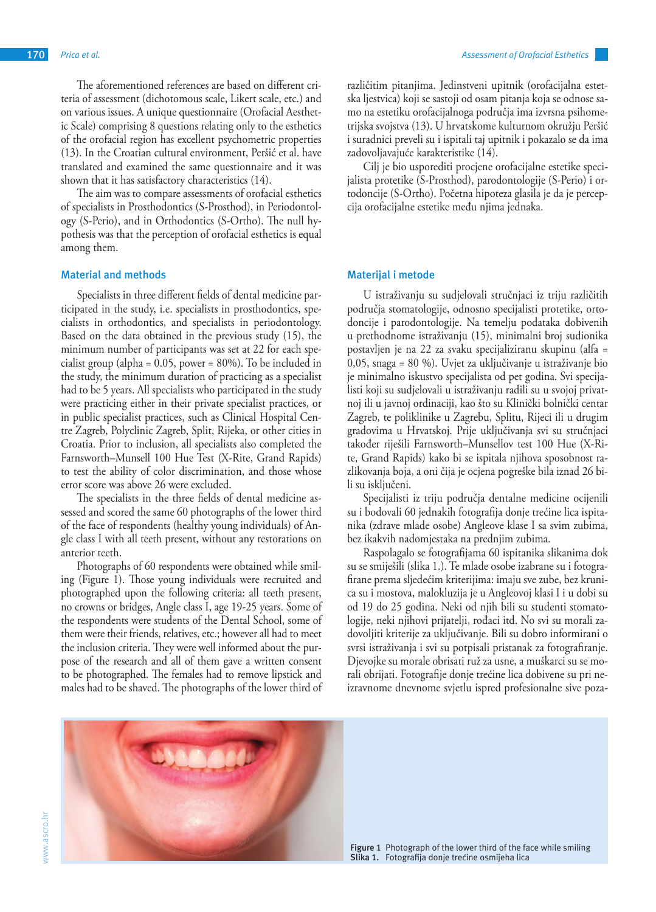The aforementioned references are based on different criteria of assessment (dichotomous scale, Likert scale, etc.) and on various issues. A unique questionnaire (Orofacial Aesthetic Scale) comprising 8 questions relating only to the esthetics of the orofacial region has excellent psychometric properties (13). In the Croatian cultural environment, Peršić et al. have translated and examined the same questionnaire and it was shown that it has satisfactory characteristics (14).

The aim was to compare assessments of orofacial esthetics of specialists in Prosthodontics (S-Prosthod), in Periodontology (S-Perio), and in Orthodontics (S-Ortho). The null hypothesis was that the perception of orofacial esthetics is equal among them.

## Material and methods

Specialists in three different fields of dental medicine participated in the study, i.e. specialists in prosthodontics, specialists in orthodontics, and specialists in periodontology. Based on the data obtained in the previous study (15), the minimum number of participants was set at 22 for each specialist group (alpha = 0.05, power = 80%). To be included in the study, the minimum duration of practicing as a specialist had to be 5 years. All specialists who participated in the study were practicing either in their private specialist practices, or in public specialist practices, such as Clinical Hospital Centre Zagreb, Polyclinic Zagreb, Split, Rijeka, or other cities in Croatia. Prior to inclusion, all specialists also completed the Farnsworth–Munsell 100 Hue Test (X-Rite, Grand Rapids) to test the ability of color discrimination, and those whose error score was above 26 were excluded.

The specialists in the three fields of dental medicine assessed and scored the same 60 photographs of the lower third of the face of respondents (healthy young individuals) of Angle class I with all teeth present, without any restorations on anterior teeth.

Photographs of 60 respondents were obtained while smiling (Figure 1). Those young individuals were recruited and photographed upon the following criteria: all teeth present, no crowns or bridges, Angle class I, age 19-25 years. Some of the respondents were students of the Dental School, some of them were their friends, relatives, etc.; however all had to meet the inclusion criteria. They were well informed about the purpose of the research and all of them gave a written consent to be photographed. The females had to remove lipstick and males had to be shaved. The photographs of the lower third of

različitim pitanjima. Jedinstveni upitnik (orofacijalna estetska ljestvica) koji se sastoji od osam pitanja koja se odnose samo na estetiku orofacijalnoga područja ima izvrsna psihometrijska svojstva (13). U hrvatskome kulturnom okružju Peršić i suradnici preveli su i ispitali taj upitnik i pokazalo se da ima zadovoljavajuće karakteristike (14).

Cilj je bio usporediti procjene orofacijalne estetike specijalista protetike (S-Prosthod), parodontologije (S-Perio) i ortodoncije (S-Ortho). Početna hipoteza glasila je da je percepcija orofacijalne estetike među njima jednaka.

## Materijal i metode

U istraživanju su sudjelovali stručnjaci iz triju različitih područja stomatologije, odnosno specijalisti protetike, ortodoncije i parodontologije. Na temelju podataka dobivenih u prethodnome istraživanju (15), minimalni broj sudionika postavljen je na 22 za svaku specijaliziranu skupinu (alfa = 0,05, snaga = 80 %). Uvjet za uključivanje u istraživanje bio je minimalno iskustvo specijalista od pet godina. Svi specijalisti koji su sudjelovali u istraživanju radili su u svojoj privatnoj ili u javnoj ordinaciji, kao što su Klinički bolnički centar Zagreb, te poliklinike u Zagrebu, Splitu, Rijeci ili u drugim gradovima u Hrvatskoj. Prije uključivanja svi su stručnjaci također riješili Farnsworth–Munsellov test 100 Hue (X-Rite, Grand Rapids) kako bi se ispitala njihova sposobnost razlikovanja boja, a oni čija je ocjena pogreške bila iznad 26 bili su isključeni.

Specijalisti iz triju područja dentalne medicine ocijenili su i bodovali 60 jednakih fotografija donje trećine lica ispitanika (zdrave mlade osobe) Angleove klase I sa svim zubima, bez ikakvih nadomjestaka na prednjim zubima.

Raspolagalo se fotografijama 60 ispitanika slikanima dok su se smiješili (slika 1.). Te mlade osobe izabrane su i fotografirane prema sljedećim kriterijima: imaju sve zube, bez krunica su i mostova, malokluzija je u Angleovoj klasi I i u dobi su od 19 do 25 godina. Neki od njih bili su studenti stomatologije, neki njihovi prijatelji, rođaci itd. No svi su morali zadovoljiti kriterije za uključivanje. Bili su dobro informirani o svrsi istraživanja i svi su potpisali pristanak za fotografiranje. Djevojke su morale obrisati ruž za usne, a muškarci su se morali obrijati. Fotografije donje trećine lica dobivene su pri neizravnome dnevnome svjetlu ispred profesionalne sive poza-

**Figure 1** Photograph of the lower third of the face while smiling
**Slika 1.** Fotografija donje trećine osmijeha lica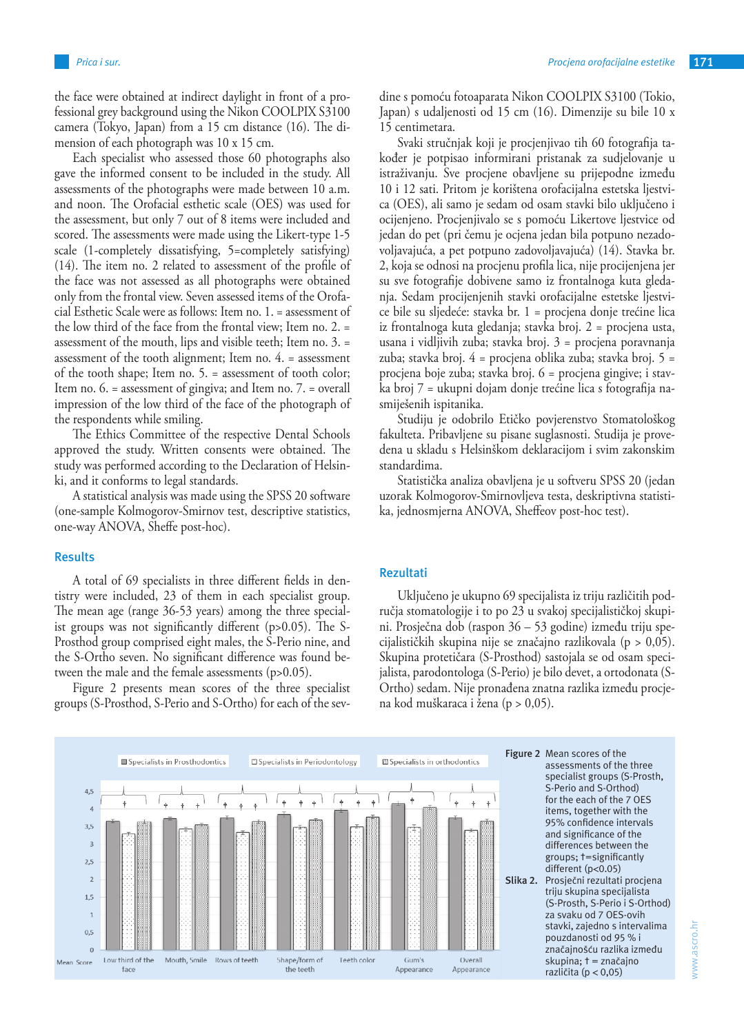the face were obtained at indirect daylight in front of a professional grey background using the Nikon COOLPIX S3100 camera (Tokyo, Japan) from a 15 cm distance (16). The dimension of each photograph was 10 x 15 cm.

Each specialist who assessed those 60 photographs also gave the informed consent to be included in the study. All assessments of the photographs were made between 10 a.m. and noon. The Orofacial esthetic scale (OES) was used for the assessment, but only 7 out of 8 items were included and scored. The assessments were made using the Likert-type 1-5 scale (1-completely dissatisfying, 5=completely satisfying) (14). The item no. 2 related to assessment of the profile of the face was not assessed as all photographs were obtained only from the frontal view. Seven assessed items of the Orofacial Esthetic Scale were as follows: Item no. 1. = assessment of the low third of the face from the frontal view; Item no. 2. = assessment of the mouth, lips and visible teeth; Item no. 3. = assessment of the tooth alignment; Item no. 4. = assessment of the tooth shape; Item no. 5. = assessment of tooth color; Item no. 6. = assessment of gingiva; and Item no. 7. = overall impression of the low third of the face of the photograph of the respondents while smiling.

The Ethics Committee of the respective Dental Schools approved the study. Written consents were obtained. The study was performed according to the Declaration of Helsinki, and it conforms to legal standards.

A statistical analysis was made using the SPSS 20 software (one-sample Kolmogorov-Smirnov test, descriptive statistics, one-way ANOVA, Sheffe post-hoc).

## Results

A total of 69 specialists in three different fields in dentistry were included, 23 of them in each specialist group. The mean age (range 36-53 years) among the three specialist groups was not significantly different ($p>0.05$). The S-Prosthod group comprised eight males, the S-Perio nine, and the S-Ortho seven. No significant difference was found between the male and the female assessments ($p>0.05$).

Figure 2 presents mean scores of the three specialist groups (S-Prosthod, S-Perio and S-Ortho) for each of the sev-

dine s pomoću fotoaparata Nikon COOLPIX S3100 (Tokio, Japan) s udaljenosti od 15 cm (16). Dimenzije su bile 10 x 15 centimetara.

Svaki stručnjak koji je procjenjivao tih 60 fotografija također je potpisao informirani pristanak za sudjelovanje u istraživanju. Sve procjene obavljene su prijepodne između 10 i 12 sati. Pritom je korištena orofacijalna estetska ljestvica (OES), ali samo je sedam od osam stavki bilo uključeno i ocijenjeno. Procjenjivalo se s pomoću Likertove ljestvice od jedan do pet (pri čemu je jedan bila potpuno nezadovoljavajuća, a pet potpuno zadovoljavajuća) (14). Stavka br. 2, koja se odnosi na procjenu profila lica, nije procijenjena jer su sve fotografije dobivene samo iz frontalnoga kuta gledanja. Sedam procijenjenih stavki orofacijalne estetske ljestvice bile su sljedeće: stavka br. 1 = procjena donje trećine lica iz frontalnoga kuta gledanja; stavka broj. 2 = procjena usta, usana i vidljivih zuba; stavka broj. 3 = procjena poravnanja zuba; stavka broj. 4 = procjena oblika zuba; stavka broj. 5 = procjena boje zuba; stavka broj. 6 = procjena gingive; i stavka broj 7 = ukupni dojam donje trećine lica s fotografija nasmiješenih ispitanika.

Studiju je odobrilo Etičko povjerenstvo Stomatološkog fakulteta. Pribavljene su pisane suglasnosti. Studija je provedena u skladu s Helsinškom deklaracijom i svim zakonskim standardima.

Statistička analiza obavljena je u softveru SPSS 20 (jedan uzorak Kolmogorov-Smirnovljeva testa, deskriptivna statistika, jednosmjerna ANOVA, Sheffeov post-hoc test).

## Rezultati

Uključeno je ukupno 69 specijalista iz triju različitih područja stomatologije i to po 23 u svakoj specijalističkoj skupini. Prosječna dob (raspon 36 – 53 godine) između triju specijalističkih skupina nije se značajno razlikovala ($p > 0,05$). Skupina protetičara (S-Prosthod) sastojala se od osam specijalista, parodontologa (S-Perio) je bilo devet, a ortodonata (S-Ortho) sedam. Nije pronađena znatna razlika između procjena kod muškaraca i žena ($p > 0,05$).

Specialists in Prosthodontics
Specialists in Periodontology
Specialists in orthodontics

4,5
4
3,5
3
2,5
2
1,5
1
0,5
0
Mean Score

Low third of the face
Mouth, Smile
Rows of teeth
Shape/form of the teeth
Teeth color
Gum's Appearance
Overall Appearance

**Figure 2** Mean scores of the assessments of the three specialist groups (S-Prosth, S-Perio and S-Orthod) for the each of the 7 OES items, together with the 95% confidence intervals and significance of the differences between the groups; †=significantly different ($p<0.05$)

**Slika 2.** Prosječni rezultati procjena triju skupina specijalista (S-Prosth, S-Perio i S-Orthod) za svaku od 7 OES-ovih stavki, zajedno s intervalima pouzdanosti od 95 % i značajnošću razlika između skupina; † = značajno različita ($p < 0,05$)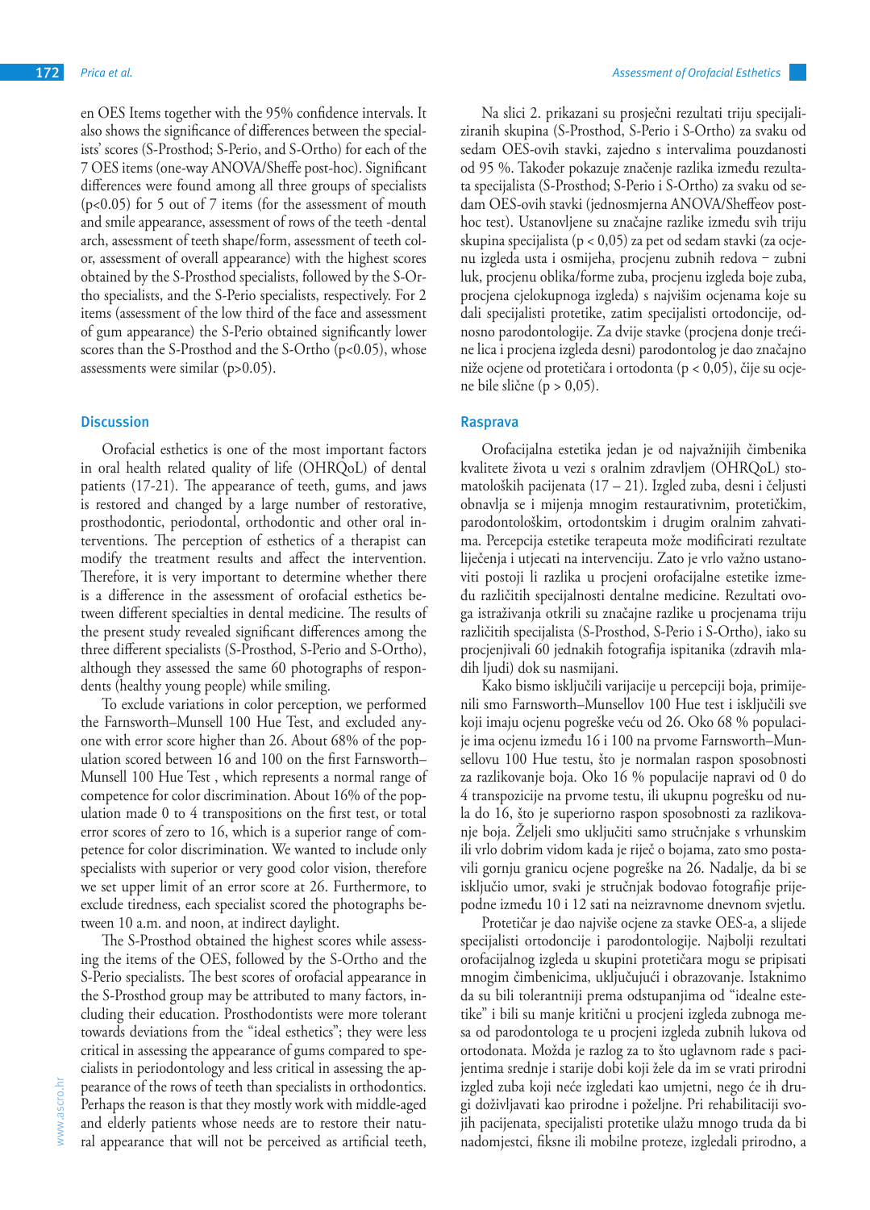en OES Items together with the 95% confidence intervals. It also shows the significance of differences between the specialists' scores (S-Prosthod; S-Perio, and S-Ortho) for each of the 7 OES items (one-way ANOVA/Sheffe post-hoc). Significant differences were found among all three groups of specialists ($p<0.05$) for 5 out of 7 items (for the assessment of mouth and smile appearance, assessment of rows of the teeth -dental arch, assessment of teeth shape/form, assessment of teeth color, assessment of overall appearance) with the highest scores obtained by the S-Prosthod specialists, followed by the S-Ortho specialists, and the S-Perio specialists, respectively. For 2 items (assessment of the low third of the face and assessment of gum appearance) the S-Perio obtained significantly lower scores than the S-Prosthod and the S-Ortho ($p<0.05$), whose assessments were similar ($p>0.05$).

## Discussion

Orofacial esthetics is one of the most important factors in oral health related quality of life (OHRQoL) of dental patients (17-21). The appearance of teeth, gums, and jaws is restored and changed by a large number of restorative, prosthodontic, periodontal, orthodontic and other oral interventions. The perception of esthetics of a therapist can modify the treatment results and affect the intervention. Therefore, it is very important to determine whether there is a difference in the assessment of orofacial esthetics between different specialties in dental medicine. The results of the present study revealed significant differences among the three different specialists (S-Prosthod, S-Perio and S-Ortho), although they assessed the same 60 photographs of respondents (healthy young people) while smiling.

To exclude variations in color perception, we performed the Farnsworth–Munsell 100 Hue Test, and excluded anyone with error score higher than 26. About 68% of the population scored between 16 and 100 on the first Farnsworth–Munsell 100 Hue Test , which represents a normal range of competence for color discrimination. About 16% of the population made 0 to 4 transpositions on the first test, or total error scores of zero to 16, which is a superior range of competence for color discrimination. We wanted to include only specialists with superior or very good color vision, therefore we set upper limit of an error score at 26. Furthermore, to exclude tiredness, each specialist scored the photographs between 10 a.m. and noon, at indirect daylight.

The S-Prosthod obtained the highest scores while assessing the items of the OES, followed by the S-Ortho and the S-Perio specialists. The best scores of orofacial appearance in the S-Prosthod group may be attributed to many factors, including their education. Prosthodontists were more tolerant towards deviations from the "ideal esthetics"; they were less critical in assessing the appearance of gums compared to specialists in periodontology and less critical in assessing the appearance of the rows of teeth than specialists in orthodontics. Perhaps the reason is that they mostly work with middle-aged and elderly patients whose needs are to restore their natural appearance that will not be perceived as artificial teeth,

Na slici 2. prikazani su prosječni rezultati triju specijaliziranih skupina (S-Prosthod, S-Perio i S-Ortho) za svaku od sedam OES-ovih stavki, zajedno s intervalima pouzdanosti od 95 %. Također pokazuje značenje razlika između rezultata specijalista (S-Prosthod; S-Perio i S-Ortho) za svaku od sedam OES-ovih stavki (jednosmjerna ANOVA/Sheffeov post-hoc test). Ustanovljene su značajne razlike između svih triju skupina specijalista ($p < 0,05$) za pet od sedam stavki (za ocjenu izgleda usta i osmijeha, procjenu zubnih redova – zubni luk, procjenu oblika/forme zuba, procjenu izgleda boje zuba, procjena cjelokupnoga izgleda) s najvišim ocjenama koje su dali specijalisti protetike, zatim specijalisti ortodoncije, odnosno parodontologije. Za dvije stavke (procjena donje trećine lica i procjena izgleda desni) parodontolog je dao značajno niže ocjene od protetičara i ortodonta ($p < 0,05$), čije su ocjene bile slične ($p > 0,05$).

## Rasprava

Orofacijalna estetika jedan je od najvažnijih čimbenika kvalitete života u vezi s oralnim zdravljem (OHRQoL) stomatoloških pacijenata (17 – 21). Izgled zuba, desni i čeljusti obnavlja se i mijenja mnogim restaurativnim, protetičkim, parodontološkim, ortodontskim i drugim oralnim zahvatima. Percepcija estetike terapeuta može modificirati rezultate liječenja i utjecati na intervenciju. Zato je vrlo važno ustanoviti postoji li razlika u procjeni orofacijalne estetike između različitih specijalnosti dentalne medicine. Rezultati ovoga istraživanja otkrili su značajne razlike u procjenama triju različitih specijalista (S-Prosthod, S-Perio i S-Ortho), iako su procjenjivali 60 jednakih fotografija ispitanika (zdravih mladih ljudi) dok su nasmijani.

Kako bismo isključili varijacije u percepciji boja, primijenili smo Farnsworth–Munsellov 100 Hue test i isključili sve koji imaju ocjenu pogreške veću od 26. Oko 68 % populacije ima ocjenu između 16 i 100 na prvome Farnsworth–Munsellovu 100 Hue testu, što je normalan raspon sposobnosti za razlikovanje boja. Oko 16 % populacije napravi od 0 do 4 transpozicije na prvome testu, ili ukupnu pogrešku od nula do 16, što je superiorno raspon sposobnosti za razlikovanje boja. Željeli smo uključiti samo stručnjake s vrhunskim ili vrlo dobrim vidom kada je riječ o bojama, zato smo postavili gornju granicu ocjene pogreške na 26. Nadalje, da bi se isključio umor, svaki je stručnjak bodovao fotografije prijepodne između 10 i 12 sati na neizravnome dnevnom svjetlu.

Protetičar je dao najviše ocjene za stavke OES-a, a slijede specijalisti ortodoncije i parodontologije. Najbolji rezultati orofacijalnog izgleda u skupini protetičara mogu se pripisati mnogim čimbenicima, uključujući i obrazovanje. Istaknimo da su bili tolerantniji prema odstupanjima od "idealne estetike" i bili su manje kritični u procjeni izgleda zubnoga mesa od parodontologa te u procjeni izgleda zubnih lukova od ortodonata. Možda je razlog za to što uglavnom rade s pacijentima srednje i starije dobi koji žele da im se vrati prirodni izgled zuba koji neće izgledati kao umjetni, nego će ih drugi doživljavati kao prirodne i poželjne. Pri rehabilitaciji svojih pacijenata, specijalisti protetike ulažu mnogo truda da bi nadomjestci, fiksne ili mobilne proteze, izgledali prirodno, a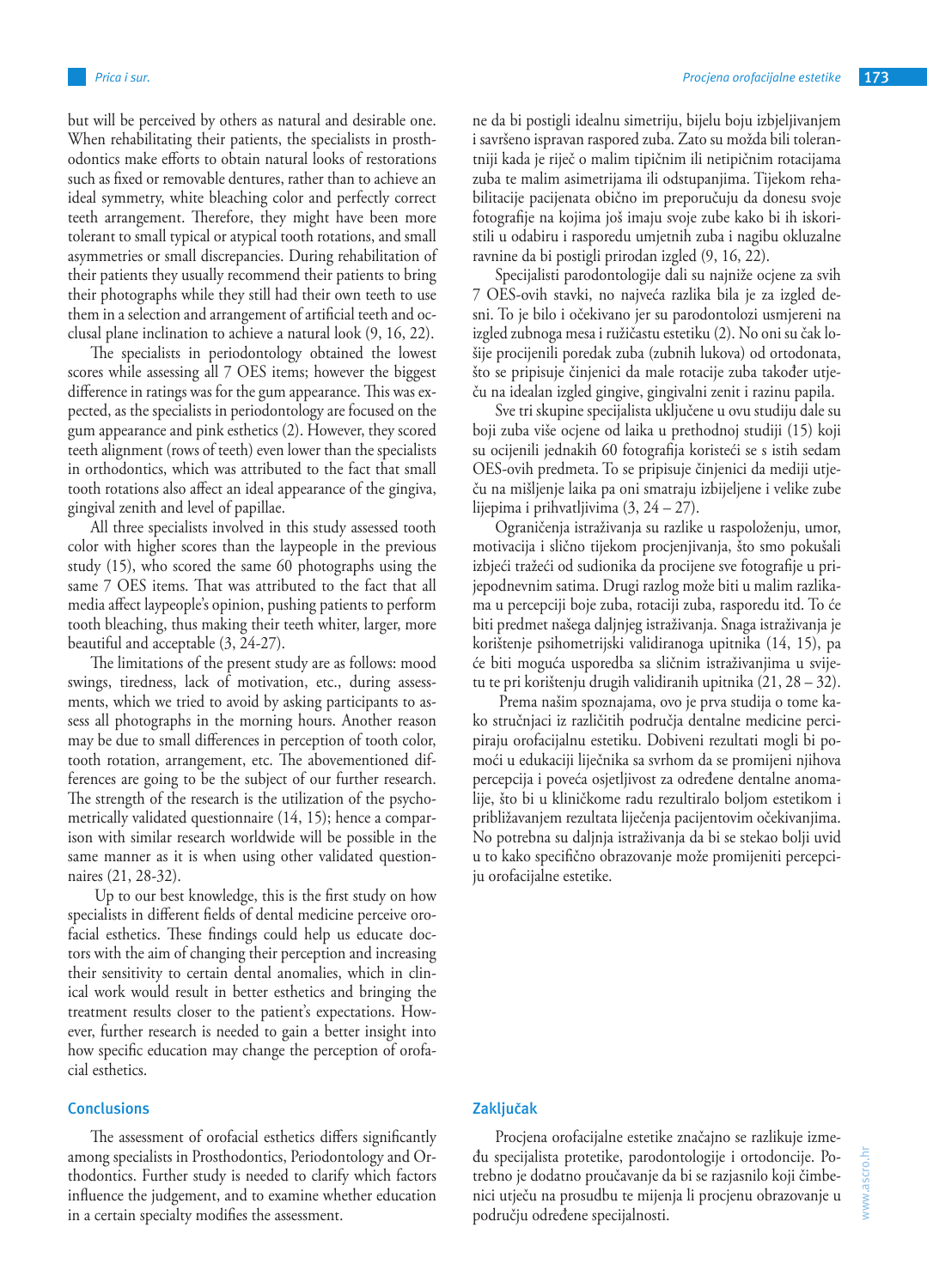but will be perceived by others as natural and desirable one. When rehabilitating their patients, the specialists in prosthodontics make efforts to obtain natural looks of restorations such as fixed or removable dentures, rather than to achieve an ideal symmetry, white bleaching color and perfectly correct teeth arrangement. Therefore, they might have been more tolerant to small typical or atypical tooth rotations, and small asymmetries or small discrepancies. During rehabilitation of their patients they usually recommend their patients to bring their photographs while they still had their own teeth to use them in a selection and arrangement of artificial teeth and occlusal plane inclination to achieve a natural look (9, 16, 22).

The specialists in periodontology obtained the lowest scores while assessing all 7 OES items; however the biggest difference in ratings was for the gum appearance. This was expected, as the specialists in periodontology are focused on the gum appearance and pink esthetics (2). However, they scored teeth alignment (rows of teeth) even lower than the specialists in orthodontics, which was attributed to the fact that small tooth rotations also affect an ideal appearance of the gingiva, gingival zenith and level of papillae.

All three specialists involved in this study assessed tooth color with higher scores than the laypeople in the previous study (15), who scored the same 60 photographs using the same 7 OES items. That was attributed to the fact that all media affect laypeople's opinion, pushing patients to perform tooth bleaching, thus making their teeth whiter, larger, more beautiful and acceptable (3, 24-27).

The limitations of the present study are as follows: mood swings, tiredness, lack of motivation, etc., during assessments, which we tried to avoid by asking participants to assess all photographs in the morning hours. Another reason may be due to small differences in perception of tooth color, tooth rotation, arrangement, etc. The abovementioned differences are going to be the subject of our further research. The strength of the research is the utilization of the psychometrically validated questionnaire (14, 15); hence a comparison with similar research worldwide will be possible in the same manner as it is when using other validated questionnaires (21, 28-32).

Up to our best knowledge, this is the first study on how specialists in different fields of dental medicine perceive orofacial esthetics. These findings could help us educate doctors with the aim of changing their perception and increasing their sensitivity to certain dental anomalies, which in clinical work would result in better esthetics and bringing the treatment results closer to the patient's expectations. However, further research is needed to gain a better insight into how specific education may change the perception of orofacial esthetics.

## Conclusions

The assessment of orofacial esthetics differs significantly among specialists in Prosthodontics, Periodontology and Orthodontics. Further study is needed to clarify which factors influence the judgement, and to examine whether education in a certain specialty modifies the assessment.

ne da bi postigli idealnu simetriju, bijelu boju izbjeljivanjem i savršeno ispravan raspored zuba. Zato su možda bili tolerantniji kada je riječ o malim tipičnim ili netipičnim rotacijama zuba te malim asimetrijama ili odstupanjima. Tijekom rehabilitacije pacijenata obično im preporučuju da donesu svoje fotografije na kojima još imaju svoje zube kako bi ih iskoristili u odabiru i rasporedu umjetnih zuba i nagibu okluzalne ravnine da bi postigli prirodan izgled (9, 16, 22).

Specijalisti parodontologije dali su najniže ocjene za svih 7 OES-ovih stavki, no najveća razlika bila je za izgled desni. To je bilo i očekivano jer su parodontolozi usmjereni na izgled zubnoga mesa i ružičastu estetiku (2). No oni su čak lošije procijenili poredak zuba (zubnih lukova) od ortodonata, što se pripisuje činjenici da male rotacije zuba također utječu na idealan izgled gingive, gingivalni zenit i razinu papila.

Sve tri skupine specijalista uključene u ovu studiju dale su boji zuba više ocjene od laika u prethodnoj studiji (15) koji su ocijenili jednakih 60 fotografija koristeći se s istih sedam OES-ovih predmeta. To se pripisuje činjenici da mediji utječu na mišljenje laika pa oni smatraju izbijeljene i velike zube lijepima i prihvatljivima (3, 24 – 27).

Ograničenja istraživanja su razlike u raspoloženju, umor, motivacija i slično tijekom procjenjivanja, što smo pokušali izbjeći tražeći od sudionika da procijene sve fotografije u prijepodnevnim satima. Drugi razlog može biti u malim razlikama u percepciji boje zuba, rotaciji zuba, rasporedu itd. To će biti predmet našega daljnjeg istraživanja. Snaga istraživanja je korištenje psihometrijski validiranoga upitnika (14, 15), pa će biti moguća usporedba sa sličnim istraživanjima u svijetu te pri korištenju drugih validiranih upitnika (21, 28 – 32).

Prema našim spoznajama, ovo je prva studija o tome kako stručnjaci iz različitih područja dentalne medicine percipiraju orofacijalnu estetiku. Dobiveni rezultati mogli bi pomoći u edukaciji liječnika sa svrhom da se promijeni njihova percepcija i poveća osjetljivost za određene dentalne anomalije, što bi u kliničkome radu rezultiralo boljom estetikom i približavanjem rezultata liječenja pacijentovim očekivanjima. No potrebna su daljnja istraživanja da bi se stekao bolji uvid u to kako specifično obrazovanje može promijeniti percepciju orofacijalne estetike.

## Zaključak

Procjena orofacijalne estetike značajno se razlikuje između specijalista protetike, parodontologije i ortodoncije. Potrebno je dodatno proučavanje da bi se razjasnilo koji čimbenici utječu na prosudbu te mijenja li procjenu obrazovanje u području određene specijalnosti.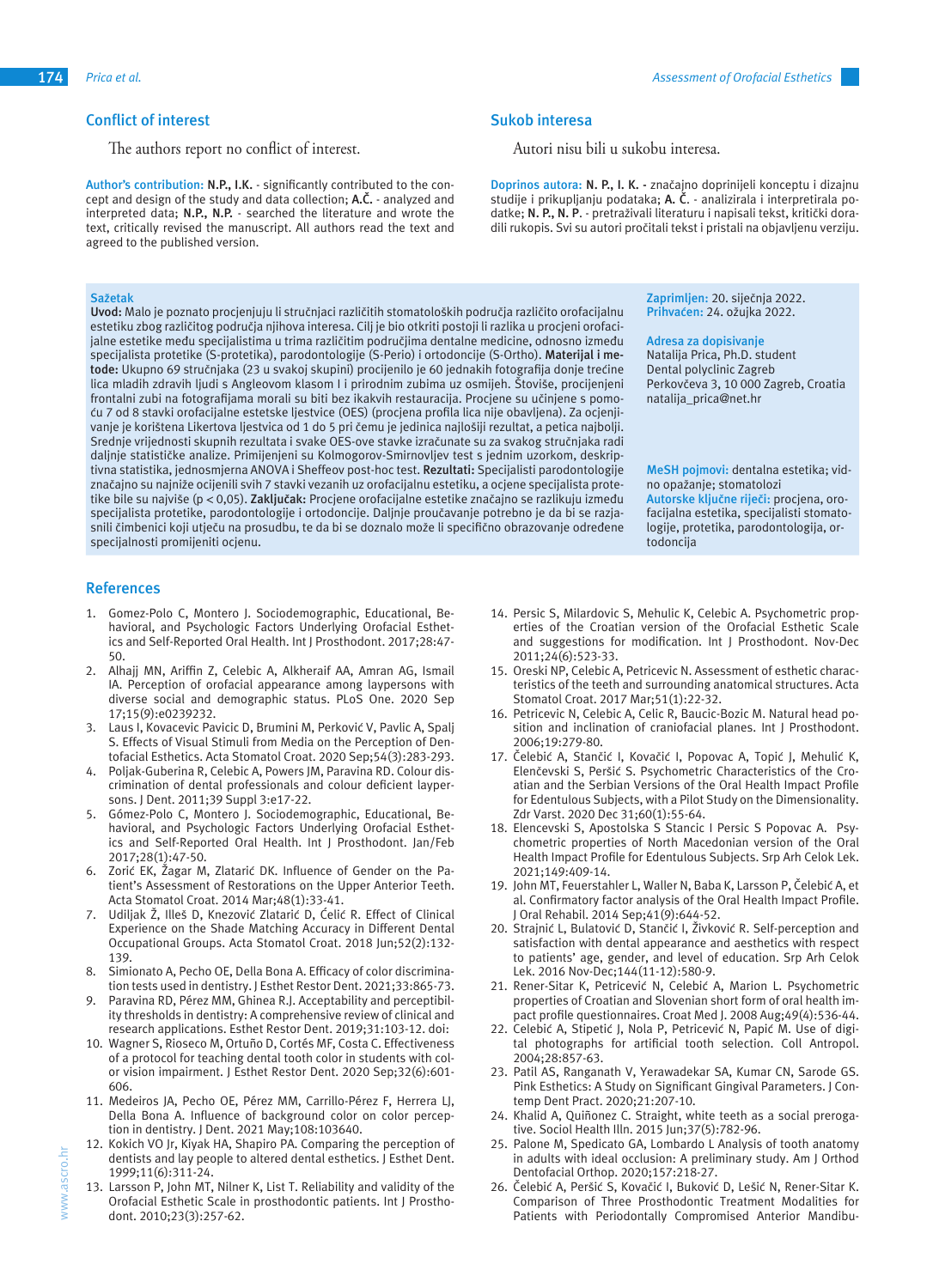## Conflict of interest

The authors report no conflict of interest.

**Author's contribution:** **N.P., I.K.** - significantly contributed to the concept and design of the study and data collection; **A.Č.** - analyzed and interpreted data; **N.P., N.P.** - searched the literature and wrote the text, critically revised the manuscript. All authors read the text and agreed to the published version.

## Sukob interesa

Autori nisu bili u sukobu interesa.

**Doprinos autora:** **N. P., I. K.** - značajno doprinijeli konceptu i dizajnu studije i prikupljanju podataka; **A. Č.** - analizirala i interpretirala podatke; **N. P., N. P.** - pretraživali literaturu i napisali tekst, kritički doradili rukopis. Svi su autori pročitali tekst i pristali na objavljenu verziju.

### Sažetak

**Uvod:** Malo je poznato procjenjuju li stručnjaci različitih stomatoloških područja različito orofacijalnu estetiku zbog različitog područja njihova interesa. Cilj je bio otkriti postoji li razlika u procjeni orofacijalne estetike među specijalistima u trima različitim područjima dentalne medicine, odnosno između specijalista protetike (S-protetika), parodontologije (S-Perio) i ortodoncije (S-Ortho). **Materijal i metode:** Ukupno 69 stručnjaka (23 u svakoj skupini) procijenilo je 60 jednakih fotografija donje trećine lica mladih zdravih ljudi s Angleovom klasom I i prirodnim zubima uz osmijeh. Štoviše, procijenjeni frontalni zubi na fotografijama morali su biti bez ikakvih restauracija. Procjene su učinjene s pomoću 7 od 8 stavki orofacijalne estetske ljestvice (OES) (procjena profila lica nije obavljena). Za ocjenjivanje je korištena Likertova ljestvica od 1 do 5 pri čemu je jedinica najlošiji rezultat, a petica najbolji. Srednje vrijednosti skupnih rezultata i svake OES-ove stavke izračunate su za svakog stručnjaka radi daljnje statističke analize. Primijenjeni su Kolmogorov-Smirnovljev test s jednim uzorkom, deskriptivna statistika, jednosmjerna ANOVA i Sheffeov post-hoc test. **Rezultati:** Specijalisti parodontologije značajno su najniže ocijenili svih 7 stavki vezanih uz orofacijalnu estetiku, a ocjene specijalista protetike bile su najviše ($p < 0{,}05$). **Zaključak:** Procjene orofacijalne estetike značajno se razlikuju između specijalista protetike, parodontologije i ortodoncije. Daljnje proučavanje potrebno je da bi se razjasnili čimbenici koji utječu na prosudbu, te da bi se doznalo može li specifično obrazovanje određene specijalnosti promijeniti ocjenu.

**Zaprimljen:** 20. siječnja 2022.
**Prihvaćen:** 24. ožujka 2022.

**Adresa za dopisivanje**
Natalija Prica, Ph.D. student
Dental polyclinic Zagreb
Perkovčeva 3, 10 000 Zagreb, Croatia
natalija_prica@net.hr

**MeSH pojmovi:** dentalna estetika; vidno opažanje; stomatolozi
**Autorske ključne riječi:** procjena, orofacijalna estetika, specijalisti stomatologije, protetika, parodontologija, ortodoncija

## References

1. Gomez-Polo C, Montero J. Sociodemographic, Educational, Behavioral, and Psychologic Factors Underlying Orofacial Esthetics and Self-Reported Oral Health. Int J Prosthodont. 2017;28:47-50.
2. Alhajj MN, Ariffin Z, Celebic A, Alkheraif AA, Amran AG, Ismail IA. Perception of orofacial appearance among laypersons with diverse social and demographic status. PLoS One. 2020 Sep 17;15(9):e0239232.
3. Laus I, Kovacevic Pavicic D, Brumini M, Perković V, Pavlic A, Spalj S. Effects of Visual Stimuli from Media on the Perception of Dentofacial Esthetics. Acta Stomatol Croat. 2020 Sep;54(3):283-293.
4. Poljak-Guberina R, Celebic A, Powers JM, Paravina RD. Colour discrimination of dental professionals and colour deficient laypersons. J Dent. 2011;39 Suppl 3:e17-22.
5. Gómez-Polo C, Montero J. Sociodemographic, Educational, Behavioral, and Psychologic Factors Underlying Orofacial Esthetics and Self-Reported Oral Health. Int J Prosthodont. Jan/Feb 2017;28(1):47-50.
6. Zorić EK, Žagar M, Zlatarić DK. Influence of Gender on the Patient's Assessment of Restorations on the Upper Anterior Teeth. Acta Stomatol Croat. 2014 Mar;48(1):33-41.
7. Udiljak Ž, Illeš D, Knezović Zlatarić D, Ćelić R. Effect of Clinical Experience on the Shade Matching Accuracy in Different Dental Occupational Groups. Acta Stomatol Croat. 2018 Jun;52(2):132-139.
8. Simionato A, Pecho OE, Della Bona A. Efficacy of color discrimination tests used in dentistry. J Esthet Restor Dent. 2021;33:865-73.
9. Paravina RD, Pérez MM, Ghinea R.J. Acceptability and perceptibility thresholds in dentistry: A comprehensive review of clinical and research applications. Esthet Restor Dent. 2019;31:103-12. doi:
10. Wagner S, Rioseco M, Ortuño D, Cortés MF, Costa C. Effectiveness of a protocol for teaching dental tooth color in students with color vision impairment. J Esthet Restor Dent. 2020 Sep;32(6):601-606.
11. Medeiros JA, Pecho OE, Pérez MM, Carrillo-Pérez F, Herrera LJ, Della Bona A. Influence of background color on color perception in dentistry. J Dent. 2021 May;108:103640.
12. Kokich VO Jr, Kiyak HA, Shapiro PA. Comparing the perception of dentists and lay people to altered dental esthetics. J Esthet Dent. 1999;11(6):311-24.
13. Larsson P, John MT, Nilner K, List T. Reliability and validity of the Orofacial Esthetic Scale in prosthodontic patients. Int J Prosthodont. 2010;23(3):257-62.
14. Persic S, Milardovic S, Mehulic K, Celebic A. Psychometric properties of the Croatian version of the Orofacial Esthetic Scale and suggestions for modification. Int J Prosthodont. Nov-Dec 2011;24(6):523-33.
15. Oreski NP, Celebic A, Petricevic N. Assessment of esthetic characteristics of the teeth and surrounding anatomical structures. Acta Stomatol Croat. 2017 Mar;51(1):22-32.
16. Petricevic N, Celebic A, Celic R, Baucic-Bozic M. Natural head position and inclination of craniofacial planes. Int J Prosthodont. 2006;19:279-80.
17. Čelebić A, Stančić I, Kovačić I, Popovac A, Topić J, Mehulić K, Elenčevski S, Peršić S. Psychometric Characteristics of the Croatian and the Serbian Versions of the Oral Health Impact Profile for Edentulous Subjects, with a Pilot Study on the Dimensionality. Zdr Varst. 2020 Dec 31;60(1):55-64.
18. Elencevski S, Apostolska S Stancic I Persic S Popovac A. Psychometric properties of North Macedonian version of the Oral Health Impact Profile for Edentulous Subjects. Srp Arh Celok Lek. 2021;149:409-14.
19. John MT, Feuerstahler L, Waller N, Baba K, Larsson P, Čelebić A, et al. Confirmatory factor analysis of the Oral Health Impact Profile. J Oral Rehabil. 2014 Sep;41(9):644-52.
20. Strajnić L, Bulatović D, Stančić I, Živković R. Self-perception and satisfaction with dental appearance and aesthetics with respect to patients' age, gender, and level of education. Srp Arh Celok Lek. 2016 Nov-Dec;144(11-12):580-9.
21. Rener-Sitar K, Petričević N, Celebić A, Marion L. Psychometric properties of Croatian and Slovenian short form of oral health impact profile questionnaires. Croat Med J. 2008 Aug;49(4):536-44.
22. Celebić A, Stipetić J, Nola P, Petricević N, Papić M. Use of digital photographs for artificial tooth selection. Coll Antropol. 2004;28:857-63.
23. Patil AS, Ranganath V, Yerawadekar SA, Kumar CN, Sarode GS. Pink Esthetics: A Study on Significant Gingival Parameters. J Contemp Dent Pract. 2020;21:207-10.
24. Khalid A, Quiñonez C. Straight, white teeth as a social prerogative. Sociol Health Illn. 2015 Jun;37(5):782-96.
25. Palone M, Spedicato GA, Lombardo L Analysis of tooth anatomy in adults with ideal occlusion: A preliminary study. Am J Orthod Dentofacial Orthop. 2020;157:218-27.
26. Čelebić A, Peršić S, Kovačić I, Buković D, Lešić N, Rener-Sitar K. Comparison of Three Prosthodontic Treatment Modalities for Patients with Periodontally Compromised Anterior Mandibu-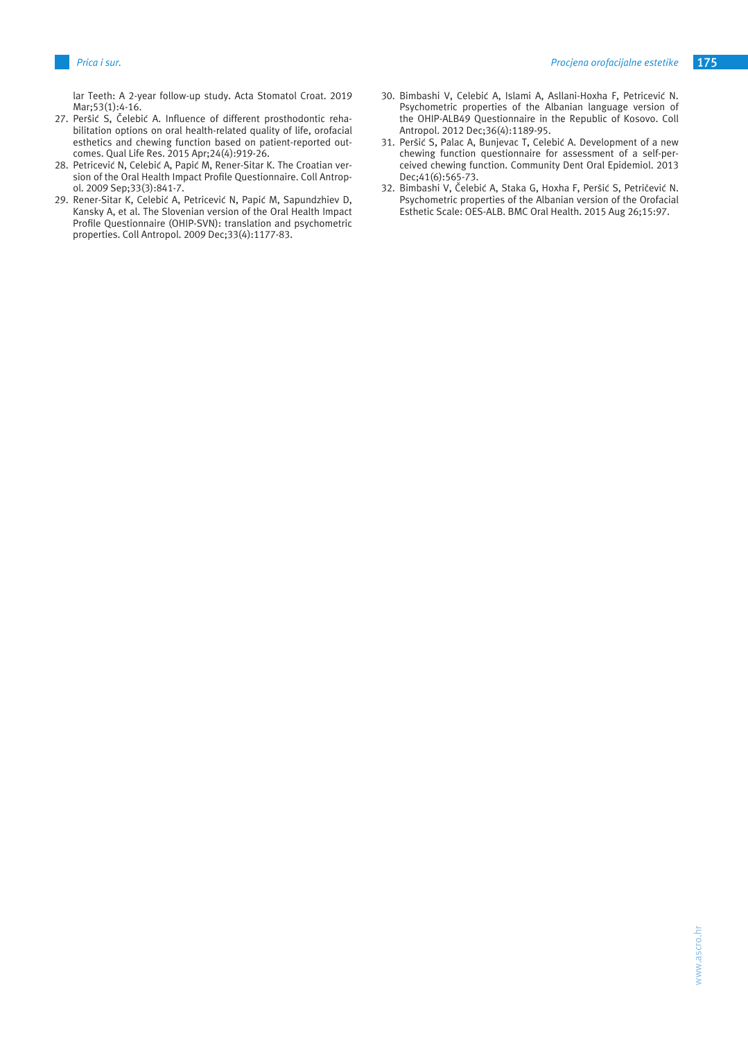lar Teeth: A 2-year follow-up study. Acta Stomatol Croat. 2019 Mar;53(1):4-16.

27. Peršić S, Čelebić A. Influence of different prosthodontic rehabilitation options on oral health-related quality of life, orofacial esthetics and chewing function based on patient-reported outcomes. Qual Life Res. 2015 Apr;24(4):919-26.
28. Petricević N, Celebić A, Papić M, Rener-Sitar K. The Croatian version of the Oral Health Impact Profile Questionnaire. Coll Antropol. 2009 Sep;33(3):841-7.
29. Rener-Sitar K, Celebić A, Petricević N, Papić M, Sapundzhiev D, Kansky A, et al. The Slovenian version of the Oral Health Impact Profile Questionnaire (OHIP-SVN): translation and psychometric properties. Coll Antropol. 2009 Dec;33(4):1177-83.
30. Bimbashi V, Celebić A, Islami A, Asllani-Hoxha F, Petricević N. Psychometric properties of the Albanian language version of the OHIP-ALB49 Questionnaire in the Republic of Kosovo. Coll Antropol. 2012 Dec;36(4):1189-95.
31. Peršić S, Palac A, Bunjevac T, Celebić A. Development of a new chewing function questionnaire for assessment of a self-perceived chewing function. Community Dent Oral Epidemiol. 2013 Dec;41(6):565-73.
32. Bimbashi V, Čelebić A, Staka G, Hoxha F, Peršić S, Petričević N. Psychometric properties of the Albanian version of the Orofacial Esthetic Scale: OES-ALB. BMC Oral Health. 2015 Aug 26;15:97.